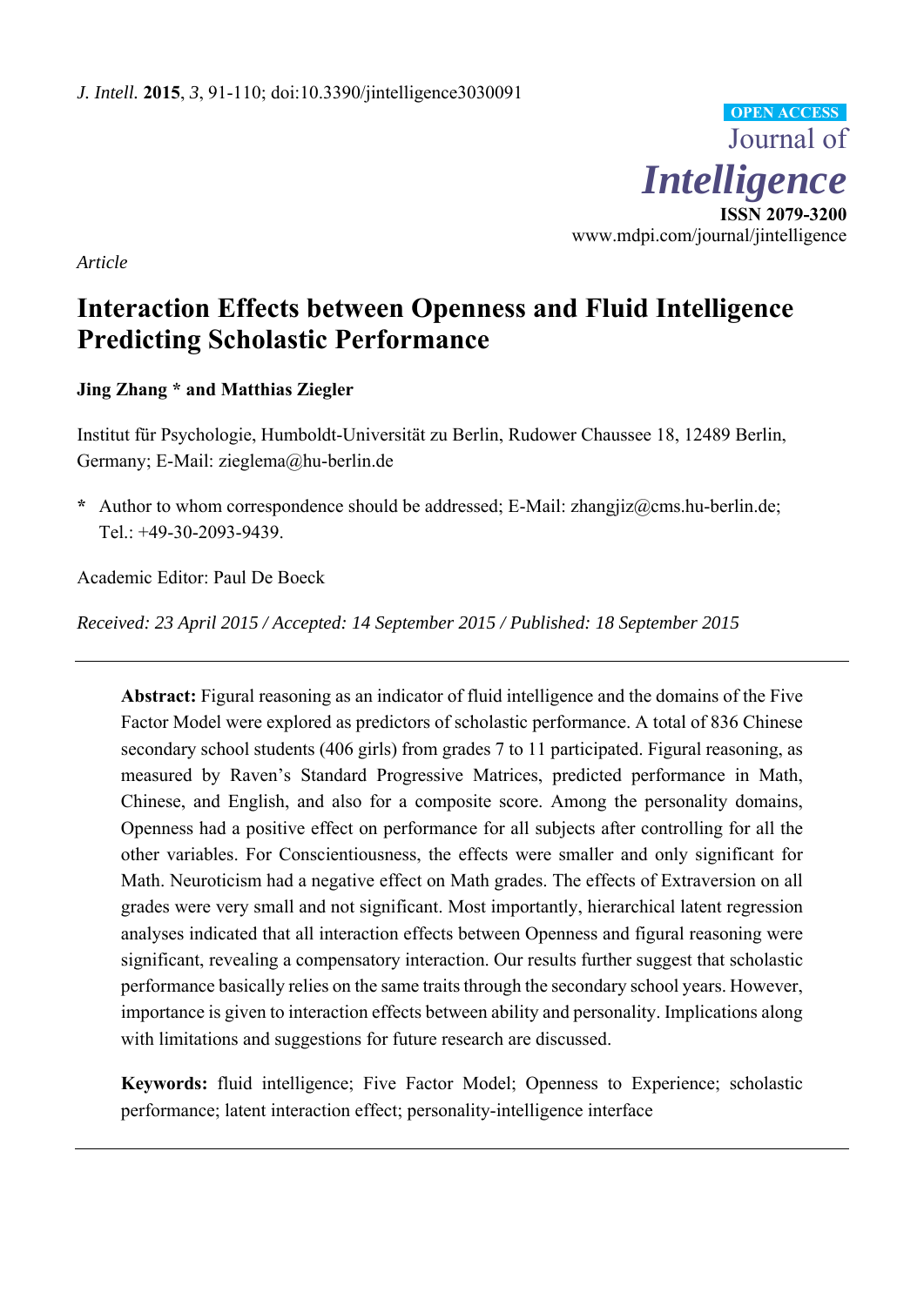*Article*

# Interaction Effects between Openness and Fluid Intelligence Predicting Scholastic Performance

**Jing Zhang * and Matthias Ziegler**

Institut für Psychologie, Humboldt-Universität zu Berlin, Rudower Chaussee 18, 12489 Berlin, Germany; E-Mail: zieglema@hu-berlin.de

* Author to whom correspondence should be addressed; E-Mail: zhangjiz@cms.hu-berlin.de; Tel.: +49-30-2093-9439.

Academic Editor: Paul De Boeck

*Received: 23 April 2015 / Accepted: 14 September 2015 / Published: 18 September 2015*

**Abstract:** Figural reasoning as an indicator of fluid intelligence and the domains of the Five Factor Model were explored as predictors of scholastic performance. A total of 836 Chinese secondary school students (406 girls) from grades 7 to 11 participated. Figural reasoning, as measured by Raven's Standard Progressive Matrices, predicted performance in Math, Chinese, and English, and also for a composite score. Among the personality domains, Openness had a positive effect on performance for all subjects after controlling for all the other variables. For Conscientiousness, the effects were smaller and only significant for Math. Neuroticism had a negative effect on Math grades. The effects of Extraversion on all grades were very small and not significant. Most importantly, hierarchical latent regression analyses indicated that all interaction effects between Openness and figural reasoning were significant, revealing a compensatory interaction. Our results further suggest that scholastic performance basically relies on the same traits through the secondary school years. However, importance is given to interaction effects between ability and personality. Implications along with limitations and suggestions for future research are discussed.

**Keywords:** fluid intelligence; Five Factor Model; Openness to Experience; scholastic performance; latent interaction effect; personality-intelligence interface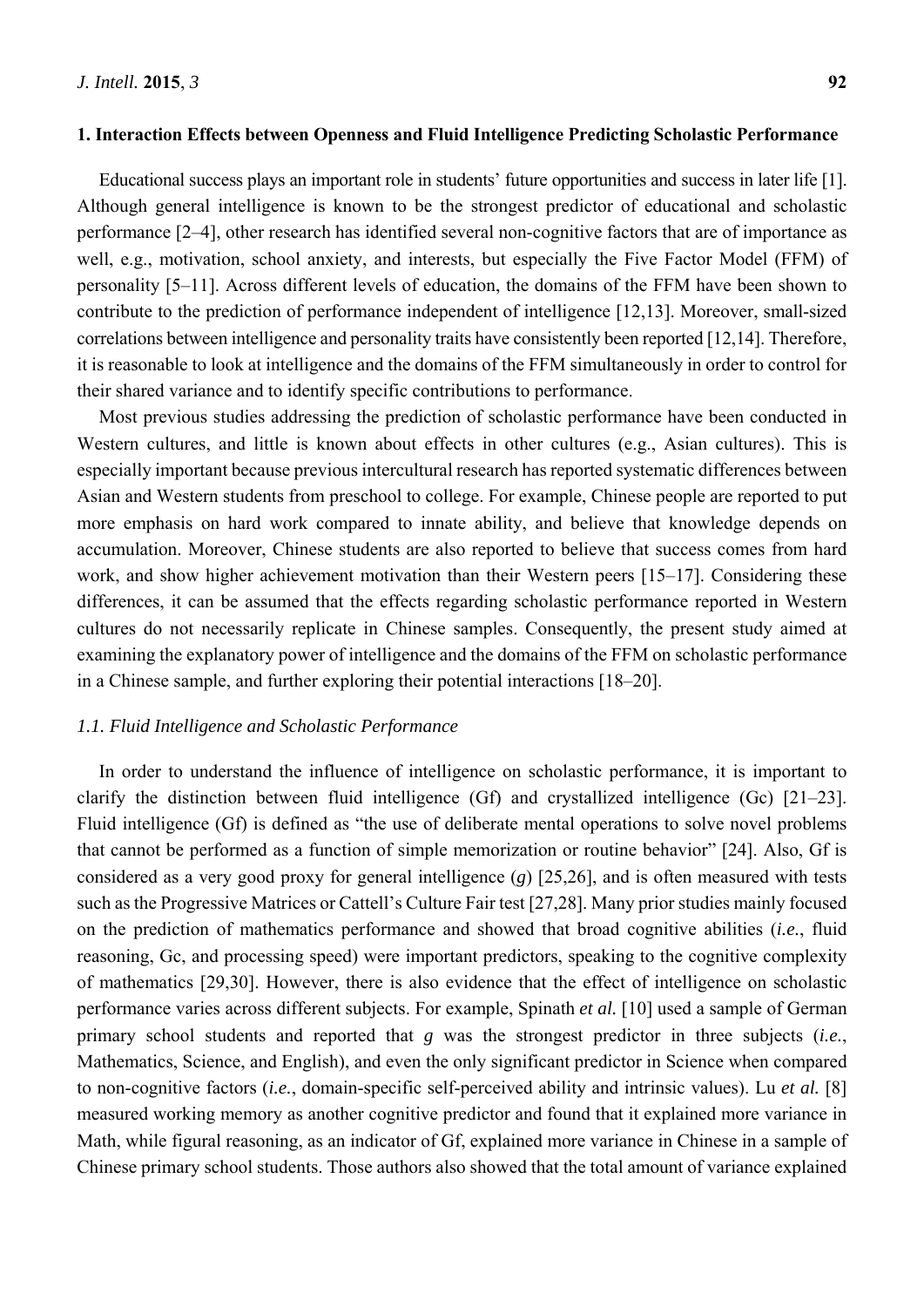## 1. Interaction Effects between Openness and Fluid Intelligence Predicting Scholastic Performance

Educational success plays an important role in students' future opportunities and success in later life [1]. Although general intelligence is known to be the strongest predictor of educational and scholastic performance [2–4], other research has identified several non-cognitive factors that are of importance as well, e.g., motivation, school anxiety, and interests, but especially the Five Factor Model (FFM) of personality [5–11]. Across different levels of education, the domains of the FFM have been shown to contribute to the prediction of performance independent of intelligence [12,13]. Moreover, small-sized correlations between intelligence and personality traits have consistently been reported [12,14]. Therefore, it is reasonable to look at intelligence and the domains of the FFM simultaneously in order to control for their shared variance and to identify specific contributions to performance.

Most previous studies addressing the prediction of scholastic performance have been conducted in Western cultures, and little is known about effects in other cultures (e.g., Asian cultures). This is especially important because previous intercultural research has reported systematic differences between Asian and Western students from preschool to college. For example, Chinese people are reported to put more emphasis on hard work compared to innate ability, and believe that knowledge depends on accumulation. Moreover, Chinese students are also reported to believe that success comes from hard work, and show higher achievement motivation than their Western peers [15–17]. Considering these differences, it can be assumed that the effects regarding scholastic performance reported in Western cultures do not necessarily replicate in Chinese samples. Consequently, the present study aimed at examining the explanatory power of intelligence and the domains of the FFM on scholastic performance in a Chinese sample, and further exploring their potential interactions [18–20].

### *1.1. Fluid Intelligence and Scholastic Performance*

In order to understand the influence of intelligence on scholastic performance, it is important to clarify the distinction between fluid intelligence (Gf) and crystallized intelligence (Gc) [21–23]. Fluid intelligence (Gf) is defined as "the use of deliberate mental operations to solve novel problems that cannot be performed as a function of simple memorization or routine behavior" [24]. Also, Gf is considered as a very good proxy for general intelligence (*g*) [25,26], and is often measured with tests such as the Progressive Matrices or Cattell's Culture Fair test [27,28]. Many prior studies mainly focused on the prediction of mathematics performance and showed that broad cognitive abilities (*i.e.*, fluid reasoning, Gc, and processing speed) were important predictors, speaking to the cognitive complexity of mathematics [29,30]. However, there is also evidence that the effect of intelligence on scholastic performance varies across different subjects. For example, Spinath *et al.* [10] used a sample of German primary school students and reported that *g* was the strongest predictor in three subjects (*i.e.*, Mathematics, Science, and English), and even the only significant predictor in Science when compared to non-cognitive factors (*i.e.*, domain-specific self-perceived ability and intrinsic values). Lu *et al.* [8] measured working memory as another cognitive predictor and found that it explained more variance in Math, while figural reasoning, as an indicator of Gf, explained more variance in Chinese in a sample of Chinese primary school students. Those authors also showed that the total amount of variance explained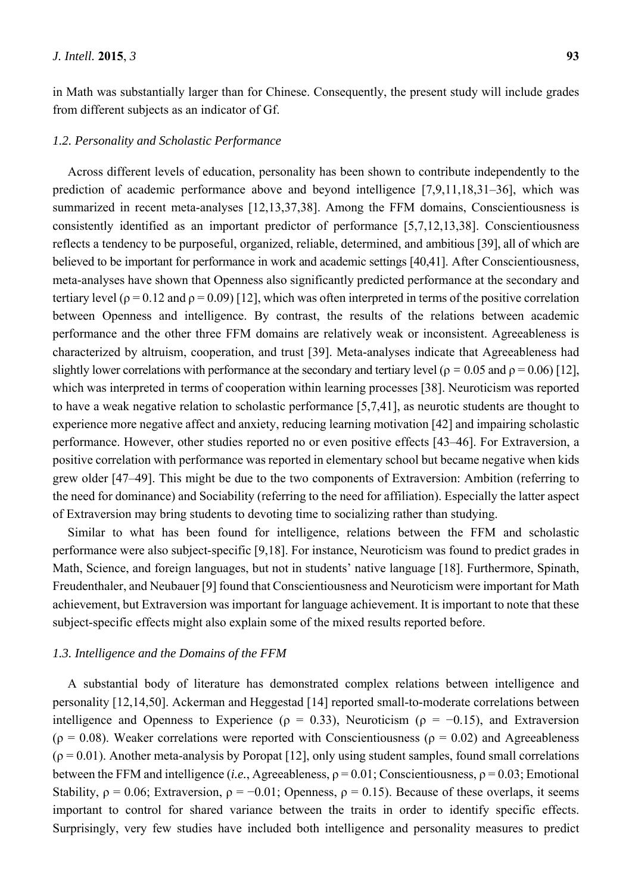in Math was substantially larger than for Chinese. Consequently, the present study will include grades from different subjects as an indicator of Gf.

### *1.2. Personality and Scholastic Performance*

Across different levels of education, personality has been shown to contribute independently to the prediction of academic performance above and beyond intelligence [7,9,11,18,31–36], which was summarized in recent meta-analyses [12,13,37,38]. Among the FFM domains, Conscientiousness is consistently identified as an important predictor of performance [5,7,12,13,38]. Conscientiousness reflects a tendency to be purposeful, organized, reliable, determined, and ambitious [39], all of which are believed to be important for performance in work and academic settings [40,41]. After Conscientiousness, meta-analyses have shown that Openness also significantly predicted performance at the secondary and tertiary level ($\rho = 0.12$ and $\rho = 0.09$) [12], which was often interpreted in terms of the positive correlation between Openness and intelligence. By contrast, the results of the relations between academic performance and the other three FFM domains are relatively weak or inconsistent. Agreeableness is characterized by altruism, cooperation, and trust [39]. Meta-analyses indicate that Agreeableness had slightly lower correlations with performance at the secondary and tertiary level ($\rho = 0.05$ and $\rho = 0.06$) [12], which was interpreted in terms of cooperation within learning processes [38]. Neuroticism was reported to have a weak negative relation to scholastic performance [5,7,41], as neurotic students are thought to experience more negative affect and anxiety, reducing learning motivation [42] and impairing scholastic performance. However, other studies reported no or even positive effects [43–46]. For Extraversion, a positive correlation with performance was reported in elementary school but became negative when kids grew older [47–49]. This might be due to the two components of Extraversion: Ambition (referring to the need for dominance) and Sociability (referring to the need for affiliation). Especially the latter aspect of Extraversion may bring students to devoting time to socializing rather than studying.

Similar to what has been found for intelligence, relations between the FFM and scholastic performance were also subject-specific [9,18]. For instance, Neuroticism was found to predict grades in Math, Science, and foreign languages, but not in students' native language [18]. Furthermore, Spinath, Freudenthaler, and Neubauer [9] found that Conscientiousness and Neuroticism were important for Math achievement, but Extraversion was important for language achievement. It is important to note that these subject-specific effects might also explain some of the mixed results reported before.

### *1.3. Intelligence and the Domains of the FFM*

A substantial body of literature has demonstrated complex relations between intelligence and personality [12,14,50]. Ackerman and Heggestad [14] reported small-to-moderate correlations between intelligence and Openness to Experience ($\rho = 0.33$), Neuroticism ($\rho = -0.15$), and Extraversion ($\rho = 0.08$). Weaker correlations were reported with Conscientiousness ($\rho = 0.02$) and Agreeableness ($\rho = 0.01$). Another meta-analysis by Poropat [12], only using student samples, found small correlations between the FFM and intelligence (*i.e.*, Agreeableness, $\rho = 0.01$; Conscientiousness, $\rho = 0.03$; Emotional Stability, $\rho = 0.06$; Extraversion, $\rho = -0.01$; Openness, $\rho = 0.15$). Because of these overlaps, it seems important to control for shared variance between the traits in order to identify specific effects. Surprisingly, very few studies have included both intelligence and personality measures to predict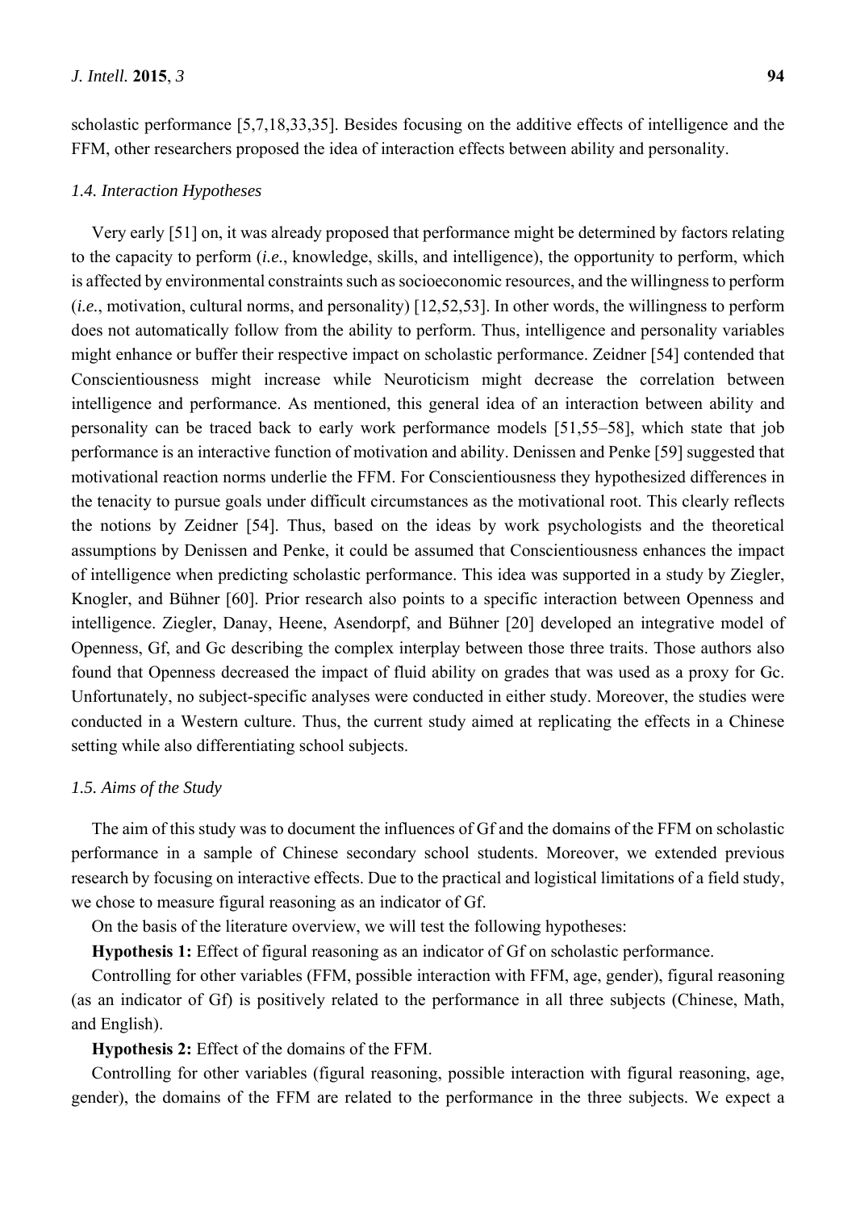scholastic performance [5,7,18,33,35]. Besides focusing on the additive effects of intelligence and the FFM, other researchers proposed the idea of interaction effects between ability and personality.

### *1.4. Interaction Hypotheses*

Very early [51] on, it was already proposed that performance might be determined by factors relating to the capacity to perform (*i.e.*, knowledge, skills, and intelligence), the opportunity to perform, which is affected by environmental constraints such as socioeconomic resources, and the willingness to perform (*i.e.*, motivation, cultural norms, and personality) [12,52,53]. In other words, the willingness to perform does not automatically follow from the ability to perform. Thus, intelligence and personality variables might enhance or buffer their respective impact on scholastic performance. Zeidner [54] contended that Conscientiousness might increase while Neuroticism might decrease the correlation between intelligence and performance. As mentioned, this general idea of an interaction between ability and personality can be traced back to early work performance models [51,55–58], which state that job performance is an interactive function of motivation and ability. Denissen and Penke [59] suggested that motivational reaction norms underlie the FFM. For Conscientiousness they hypothesized differences in the tenacity to pursue goals under difficult circumstances as the motivational root. This clearly reflects the notions by Zeidner [54]. Thus, based on the ideas by work psychologists and the theoretical assumptions by Denissen and Penke, it could be assumed that Conscientiousness enhances the impact of intelligence when predicting scholastic performance. This idea was supported in a study by Ziegler, Knogler, and Bühner [60]. Prior research also points to a specific interaction between Openness and intelligence. Ziegler, Danay, Heene, Asendorpf, and Bühner [20] developed an integrative model of Openness, Gf, and Gc describing the complex interplay between those three traits. Those authors also found that Openness decreased the impact of fluid ability on grades that was used as a proxy for Gc. Unfortunately, no subject-specific analyses were conducted in either study. Moreover, the studies were conducted in a Western culture. Thus, the current study aimed at replicating the effects in a Chinese setting while also differentiating school subjects.

### *1.5. Aims of the Study*

The aim of this study was to document the influences of Gf and the domains of the FFM on scholastic performance in a sample of Chinese secondary school students. Moreover, we extended previous research by focusing on interactive effects. Due to the practical and logistical limitations of a field study, we chose to measure figural reasoning as an indicator of Gf.

On the basis of the literature overview, we will test the following hypotheses:

**Hypothesis 1:** Effect of figural reasoning as an indicator of Gf on scholastic performance.

Controlling for other variables (FFM, possible interaction with FFM, age, gender), figural reasoning (as an indicator of Gf) is positively related to the performance in all three subjects (Chinese, Math, and English).

**Hypothesis 2:** Effect of the domains of the FFM.

Controlling for other variables (figural reasoning, possible interaction with figural reasoning, age, gender), the domains of the FFM are related to the performance in the three subjects. We expect a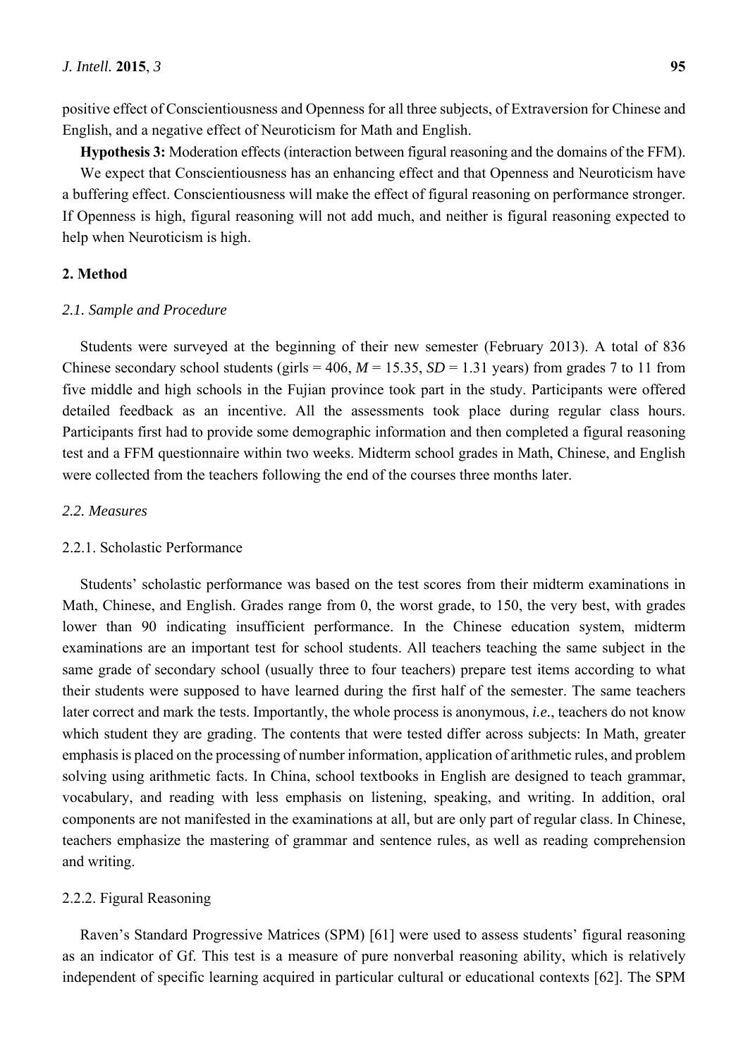positive effect of Conscientiousness and Openness for all three subjects, of Extraversion for Chinese and English, and a negative effect of Neuroticism for Math and English.

**Hypothesis 3:** Moderation effects (interaction between figural reasoning and the domains of the FFM).

We expect that Conscientiousness has an enhancing effect and that Openness and Neuroticism have a buffering effect. Conscientiousness will make the effect of figural reasoning on performance stronger. If Openness is high, figural reasoning will not add much, and neither is figural reasoning expected to help when Neuroticism is high.

## 2. Method

### *2.1. Sample and Procedure*

Students were surveyed at the beginning of their new semester (February 2013). A total of 836 Chinese secondary school students (girls = 406, $M = 15.35$, $SD = 1.31$ years) from grades 7 to 11 from five middle and high schools in the Fujian province took part in the study. Participants were offered detailed feedback as an incentive. All the assessments took place during regular class hours. Participants first had to provide some demographic information and then completed a figural reasoning test and a FFM questionnaire within two weeks. Midterm school grades in Math, Chinese, and English were collected from the teachers following the end of the courses three months later.

### *2.2. Measures*

#### 2.2.1. Scholastic Performance

Students' scholastic performance was based on the test scores from their midterm examinations in Math, Chinese, and English. Grades range from 0, the worst grade, to 150, the very best, with grades lower than 90 indicating insufficient performance. In the Chinese education system, midterm examinations are an important test for school students. All teachers teaching the same subject in the same grade of secondary school (usually three to four teachers) prepare test items according to what their students were supposed to have learned during the first half of the semester. The same teachers later correct and mark the tests. Importantly, the whole process is anonymous, *i.e.*, teachers do not know which student they are grading. The contents that were tested differ across subjects: In Math, greater emphasis is placed on the processing of number information, application of arithmetic rules, and problem solving using arithmetic facts. In China, school textbooks in English are designed to teach grammar, vocabulary, and reading with less emphasis on listening, speaking, and writing. In addition, oral components are not manifested in the examinations at all, but are only part of regular class. In Chinese, teachers emphasize the mastering of grammar and sentence rules, as well as reading comprehension and writing.

#### 2.2.2. Figural Reasoning

Raven's Standard Progressive Matrices (SPM) [61] were used to assess students' figural reasoning as an indicator of Gf. This test is a measure of pure nonverbal reasoning ability, which is relatively independent of specific learning acquired in particular cultural or educational contexts [62]. The SPM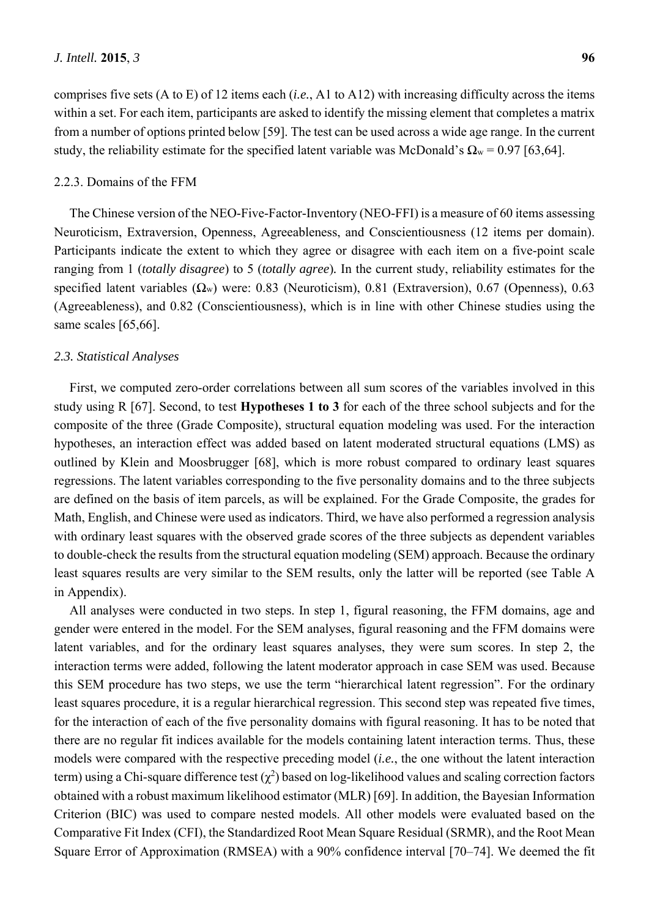comprises five sets (A to E) of 12 items each (*i.e.*, A1 to A12) with increasing difficulty across the items within a set. For each item, participants are asked to identify the missing element that completes a matrix from a number of options printed below [59]. The test can be used across a wide age range. In the current study, the reliability estimate for the specified latent variable was McDonald's $\Omega_w = 0.97$ [63,64].

#### 2.2.3. Domains of the FFM

The Chinese version of the NEO-Five-Factor-Inventory (NEO-FFI) is a measure of 60 items assessing Neuroticism, Extraversion, Openness, Agreeableness, and Conscientiousness (12 items per domain). Participants indicate the extent to which they agree or disagree with each item on a five-point scale ranging from 1 (*totally disagree*) to 5 (*totally agree*). In the current study, reliability estimates for the specified latent variables ($\Omega_w$) were: 0.83 (Neuroticism), 0.81 (Extraversion), 0.67 (Openness), 0.63 (Agreeableness), and 0.82 (Conscientiousness), which is in line with other Chinese studies using the same scales [65,66].

### *2.3. Statistical Analyses*

First, we computed zero-order correlations between all sum scores of the variables involved in this study using R [67]. Second, to test **Hypotheses 1 to 3** for each of the three school subjects and for the composite of the three (Grade Composite), structural equation modeling was used. For the interaction hypotheses, an interaction effect was added based on latent moderated structural equations (LMS) as outlined by Klein and Moosbrugger [68], which is more robust compared to ordinary least squares regressions. The latent variables corresponding to the five personality domains and to the three subjects are defined on the basis of item parcels, as will be explained. For the Grade Composite, the grades for Math, English, and Chinese were used as indicators. Third, we have also performed a regression analysis with ordinary least squares with the observed grade scores of the three subjects as dependent variables to double-check the results from the structural equation modeling (SEM) approach. Because the ordinary least squares results are very similar to the SEM results, only the latter will be reported (see Table A in Appendix).

All analyses were conducted in two steps. In step 1, figural reasoning, the FFM domains, age and gender were entered in the model. For the SEM analyses, figural reasoning and the FFM domains were latent variables, and for the ordinary least squares analyses, they were sum scores. In step 2, the interaction terms were added, following the latent moderator approach in case SEM was used. Because this SEM procedure has two steps, we use the term "hierarchical latent regression". For the ordinary least squares procedure, it is a regular hierarchical regression. This second step was repeated five times, for the interaction of each of the five personality domains with figural reasoning. It has to be noted that there are no regular fit indices available for the models containing latent interaction terms. Thus, these models were compared with the respective preceding model (*i.e.*, the one without the latent interaction term) using a Chi-square difference test ($\chi^2$) based on log-likelihood values and scaling correction factors obtained with a robust maximum likelihood estimator (MLR) [69]. In addition, the Bayesian Information Criterion (BIC) was used to compare nested models. All other models were evaluated based on the Comparative Fit Index (CFI), the Standardized Root Mean Square Residual (SRMR), and the Root Mean Square Error of Approximation (RMSEA) with a 90% confidence interval [70–74]. We deemed the fit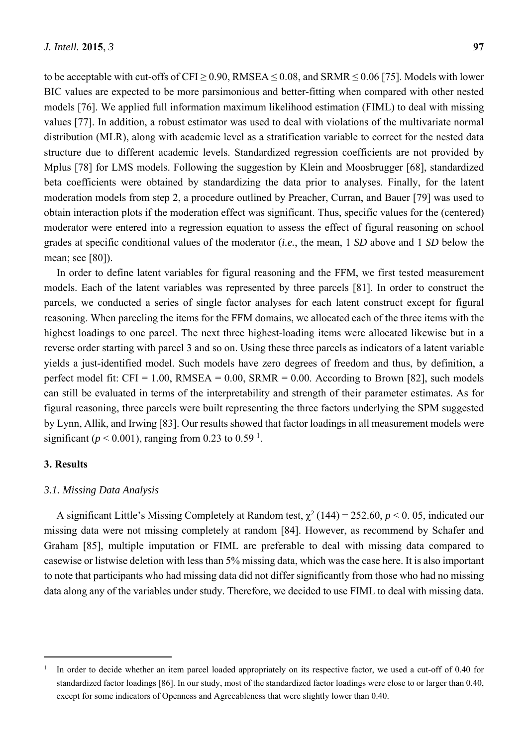to be acceptable with cut-offs of CFI ≥ 0.90, RMSEA ≤ 0.08, and SRMR ≤ 0.06 [75]. Models with lower BIC values are expected to be more parsimonious and better-fitting when compared with other nested models [76]. We applied full information maximum likelihood estimation (FIML) to deal with missing values [77]. In addition, a robust estimator was used to deal with violations of the multivariate normal distribution (MLR), along with academic level as a stratification variable to correct for the nested data structure due to different academic levels. Standardized regression coefficients are not provided by Mplus [78] for LMS models. Following the suggestion by Klein and Moosbrugger [68], standardized beta coefficients were obtained by standardizing the data prior to analyses. Finally, for the latent moderation models from step 2, a procedure outlined by Preacher, Curran, and Bauer [79] was used to obtain interaction plots if the moderation effect was significant. Thus, specific values for the (centered) moderator were entered into a regression equation to assess the effect of figural reasoning on school grades at specific conditional values of the moderator (*i.e.*, the mean, 1 *SD* above and 1 *SD* below the mean; see [80]).

In order to define latent variables for figural reasoning and the FFM, we first tested measurement models. Each of the latent variables was represented by three parcels [81]. In order to construct the parcels, we conducted a series of single factor analyses for each latent construct except for figural reasoning. When parceling the items for the FFM domains, we allocated each of the three items with the highest loadings to one parcel. The next three highest-loading items were allocated likewise but in a reverse order starting with parcel 3 and so on. Using these three parcels as indicators of a latent variable yields a just-identified model. Such models have zero degrees of freedom and thus, by definition, a perfect model fit: CFI = 1.00, RMSEA = 0.00, SRMR = 0.00. According to Brown [82], such models can still be evaluated in terms of the interpretability and strength of their parameter estimates. As for figural reasoning, three parcels were built representing the three factors underlying the SPM suggested by Lynn, Allik, and Irwing [83]. Our results showed that factor loadings in all measurement models were significant ($p < 0.001$), ranging from 0.23 to 0.59 [1].

## 3. Results

### 3.1. Missing Data Analysis

A significant Little's Missing Completely at Random test, $\chi^2$ (144) = 252.60, $p < 0.05$, indicated our missing data were not missing completely at random [84]. However, as recommend by Schafer and Graham [85], multiple imputation or FIML are preferable to deal with missing data compared to casewise or listwise deletion with less than 5% missing data, which was the case here. It is also important to note that participants who had missing data did not differ significantly from those who had no missing data along any of the variables under study. Therefore, we decided to use FIML to deal with missing data.

---

[1] In order to decide whether an item parcel loaded appropriately on its respective factor, we used a cut-off of 0.40 for standardized factor loadings [86]. In our study, most of the standardized factor loadings were close to or larger than 0.40, except for some indicators of Openness and Agreeableness that were slightly lower than 0.40.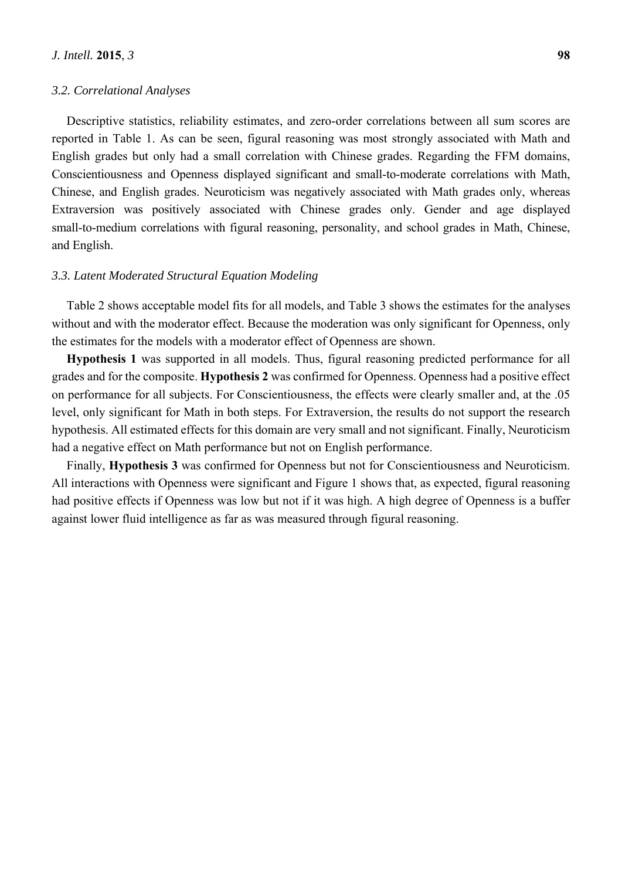### 3.2. Correlational Analyses

Descriptive statistics, reliability estimates, and zero-order correlations between all sum scores are reported in Table 1. As can be seen, figural reasoning was most strongly associated with Math and English grades but only had a small correlation with Chinese grades. Regarding the FFM domains, Conscientiousness and Openness displayed significant and small-to-moderate correlations with Math, Chinese, and English grades. Neuroticism was negatively associated with Math grades only, whereas Extraversion was positively associated with Chinese grades only. Gender and age displayed small-to-medium correlations with figural reasoning, personality, and school grades in Math, Chinese, and English.

### 3.3. Latent Moderated Structural Equation Modeling

Table 2 shows acceptable model fits for all models, and Table 3 shows the estimates for the analyses without and with the moderator effect. Because the moderation was only significant for Openness, only the estimates for the models with a moderator effect of Openness are shown.

**Hypothesis 1** was supported in all models. Thus, figural reasoning predicted performance for all grades and for the composite. **Hypothesis 2** was confirmed for Openness. Openness had a positive effect on performance for all subjects. For Conscientiousness, the effects were clearly smaller and, at the .05 level, only significant for Math in both steps. For Extraversion, the results do not support the research hypothesis. All estimated effects for this domain are very small and not significant. Finally, Neuroticism had a negative effect on Math performance but not on English performance.

Finally, **Hypothesis 3** was confirmed for Openness but not for Conscientiousness and Neuroticism. All interactions with Openness were significant and Figure 1 shows that, as expected, figural reasoning had positive effects if Openness was low but not if it was high. A high degree of Openness is a buffer against lower fluid intelligence as far as was measured through figural reasoning.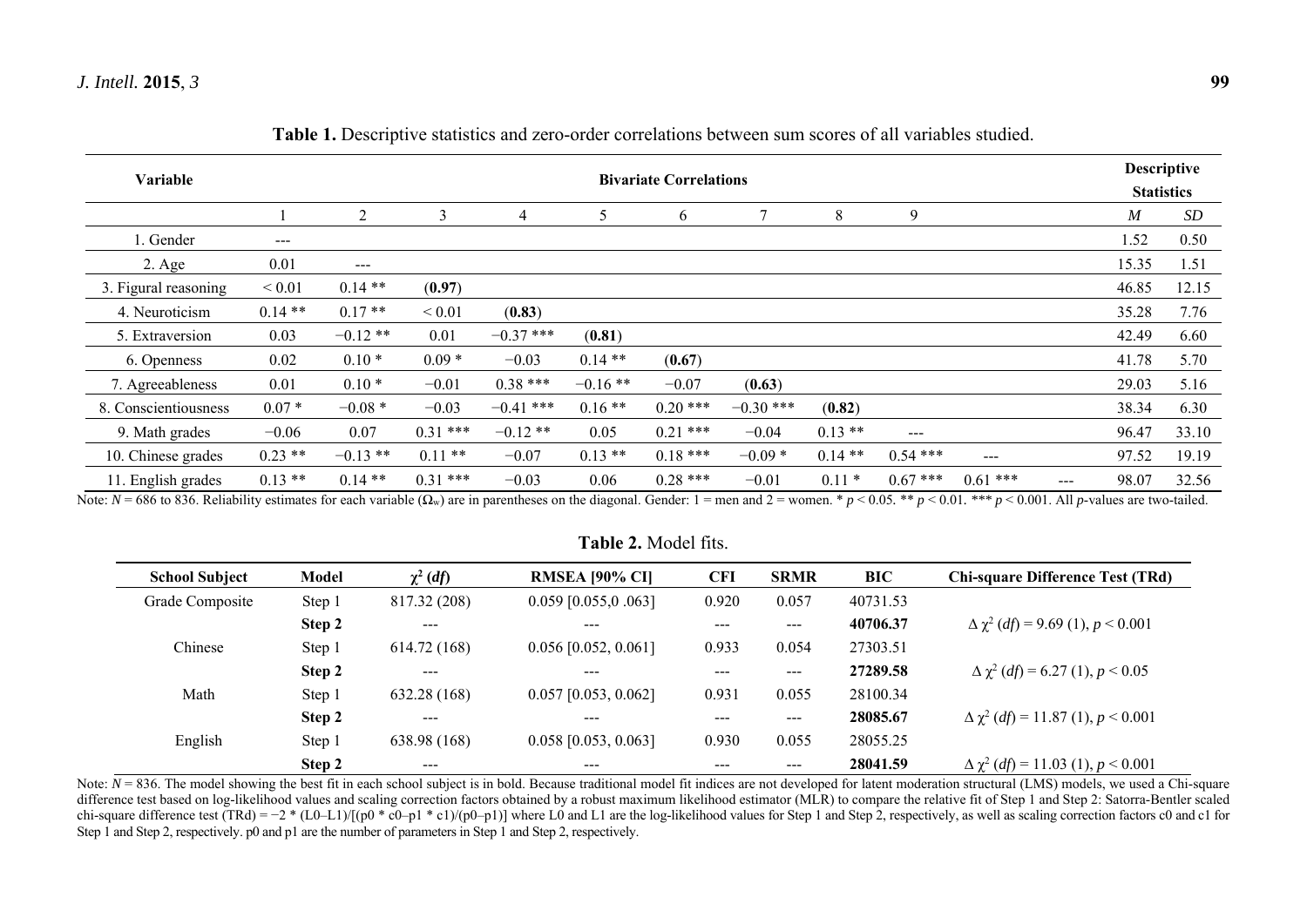**Table 1.** Descriptive statistics and zero-order correlations between sum scores of all variables studied.

| Variable | Bivariate Correlations | | | | | | | | | | | Descriptive Statistics | |
|---|---|---|---|---|---|---|---|---|---|---|---|---|---|
| | 1 | 2 | 3 | 4 | 5 | 6 | 7 | 8 | 9 | | | *M* | *SD* |
| 1. Gender | --- | | | | | | | | | | | 1.52 | 0.50 |
| 2. Age | 0.01 | --- | | | | | | | | | | 15.35 | 1.51 |
| 3. Figural reasoning | < 0.01 | 0.14 ** | (**0.97**) | | | | | | | | | 46.85 | 12.15 |
| 4. Neuroticism | 0.14 ** | 0.17 ** | < 0.01 | (**0.83**) | | | | | | | | 35.28 | 7.76 |
| 5. Extraversion | 0.03 | −0.12 ** | 0.01 | −0.37 *** | (**0.81**) | | | | | | | 42.49 | 6.60 |
| 6. Openness | 0.02 | 0.10 * | 0.09 * | −0.03 | 0.14 ** | (**0.67**) | | | | | | 41.78 | 5.70 |
| 7. Agreeableness | 0.01 | 0.10 * | −0.01 | 0.38 *** | −0.16 ** | −0.07 | (**0.63**) | | | | | 29.03 | 5.16 |
| 8. Conscientiousness | 0.07 * | −0.08 * | −0.03 | −0.41 *** | 0.16 ** | 0.20 *** | −0.30 *** | (**0.82**) | | | | 38.34 | 6.30 |
| 9. Math grades | −0.06 | 0.07 | 0.31 *** | −0.12 ** | 0.05 | 0.21 *** | −0.04 | 0.13 ** | --- | | | 96.47 | 33.10 |
| 10. Chinese grades | 0.23 ** | −0.13 ** | 0.11 ** | −0.07 | 0.13 ** | 0.18 *** | −0.09 * | 0.14 ** | 0.54 *** | --- | | 97.52 | 19.19 |
| 11. English grades | 0.13 ** | 0.14 ** | 0.31 *** | −0.03 | 0.06 | 0.28 *** | −0.01 | 0.11 * | 0.67 *** | 0.61 *** | --- | 98.07 | 32.56 |

Note: $N$ = 686 to 836. Reliability estimates for each variable ($\Omega_w$) are in parentheses on the diagonal. Gender: 1 = men and 2 = women. * $p < 0.05$. ** $p < 0.01$. *** $p < 0.001$. All $p$-values are two-tailed.

**Table 2.** Model fits.

| School Subject | Model | $\chi^2$ (*df*) | RMSEA [90% CI] | CFI | SRMR | BIC | Chi-square Difference Test (TRd) |
|---|---|---|---|---|---|---|---|
| Grade Composite | Step 1 | 817.32 (208) | 0.059 [0.055,0 .063] | 0.920 | 0.057 | 40731.53 | |
| | **Step 2** | --- | --- | --- | --- | **40706.37** | $\Delta\chi^2$ (*df*) = 9.69 (1), $p < 0.001$ |
| Chinese | Step 1 | 614.72 (168) | 0.056 [0.052, 0.061] | 0.933 | 0.054 | 27303.51 | |
| | **Step 2** | --- | --- | --- | --- | **27289.58** | $\Delta\chi^2$ (*df*) = 6.27 (1), $p < 0.05$ |
| Math | Step 1 | 632.28 (168) | 0.057 [0.053, 0.062] | 0.931 | 0.055 | 28100.34 | |
| | **Step 2** | --- | --- | --- | --- | **28085.67** | $\Delta\chi^2$ (*df*) = 11.87 (1), $p < 0.001$ |
| English | Step 1 | 638.98 (168) | 0.058 [0.053, 0.063] | 0.930 | 0.055 | 28055.25 | |
| | **Step 2** | --- | --- | --- | --- | **28041.59** | $\Delta\chi^2$ (*df*) = 11.03 (1), $p < 0.001$ |

Note: $N$ = 836. The model showing the best fit in each school subject is in bold. Because traditional model fit indices are not developed for latent moderation structural (LMS) models, we used a Chi-square difference test based on log-likelihood values and scaling correction factors obtained by a robust maximum likelihood estimator (MLR) to compare the relative fit of Step 1 and Step 2: Satorra-Bentler scaled chi-square difference test (TRd) = −2 * (L0–L1)/[(p0 * c0–p1 * c1)/(p0–p1)] where L0 and L1 are the log-likelihood values for Step 1 and Step 2, respectively, as well as scaling correction factors c0 and c1 for Step 1 and Step 2, respectively. p0 and p1 are the number of parameters in Step 1 and Step 2, respectively.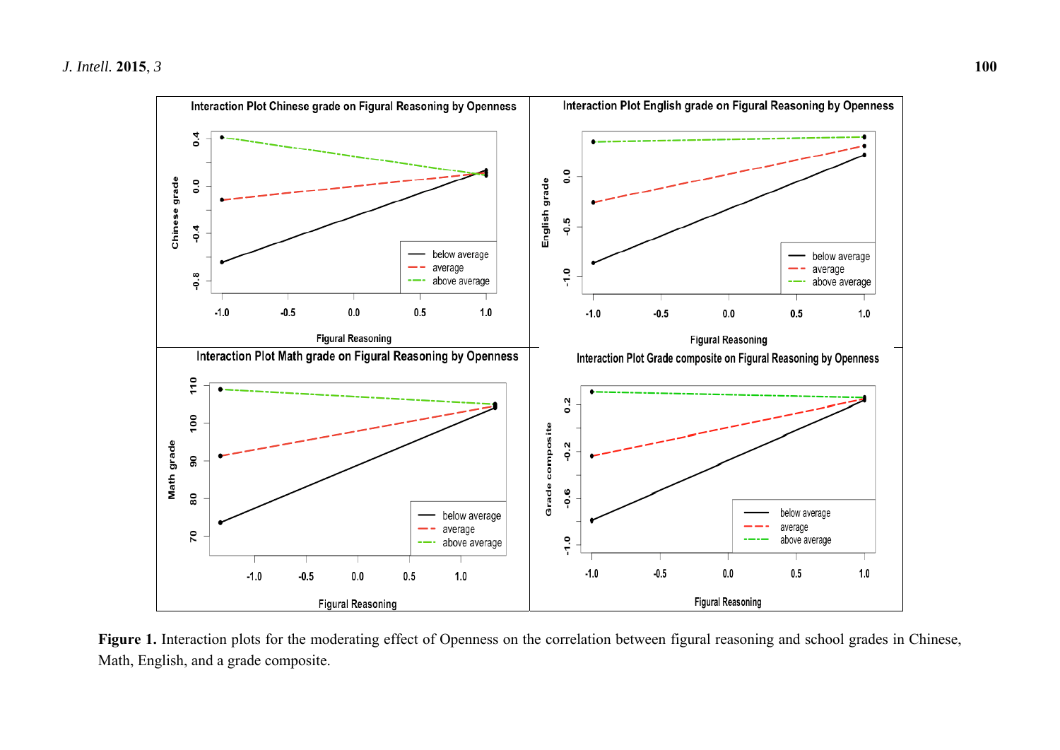**Figure 1.** Interaction plots for the moderating effect of Openness on the correlation between figural reasoning and school grades in Chinese, Math, English, and a grade composite.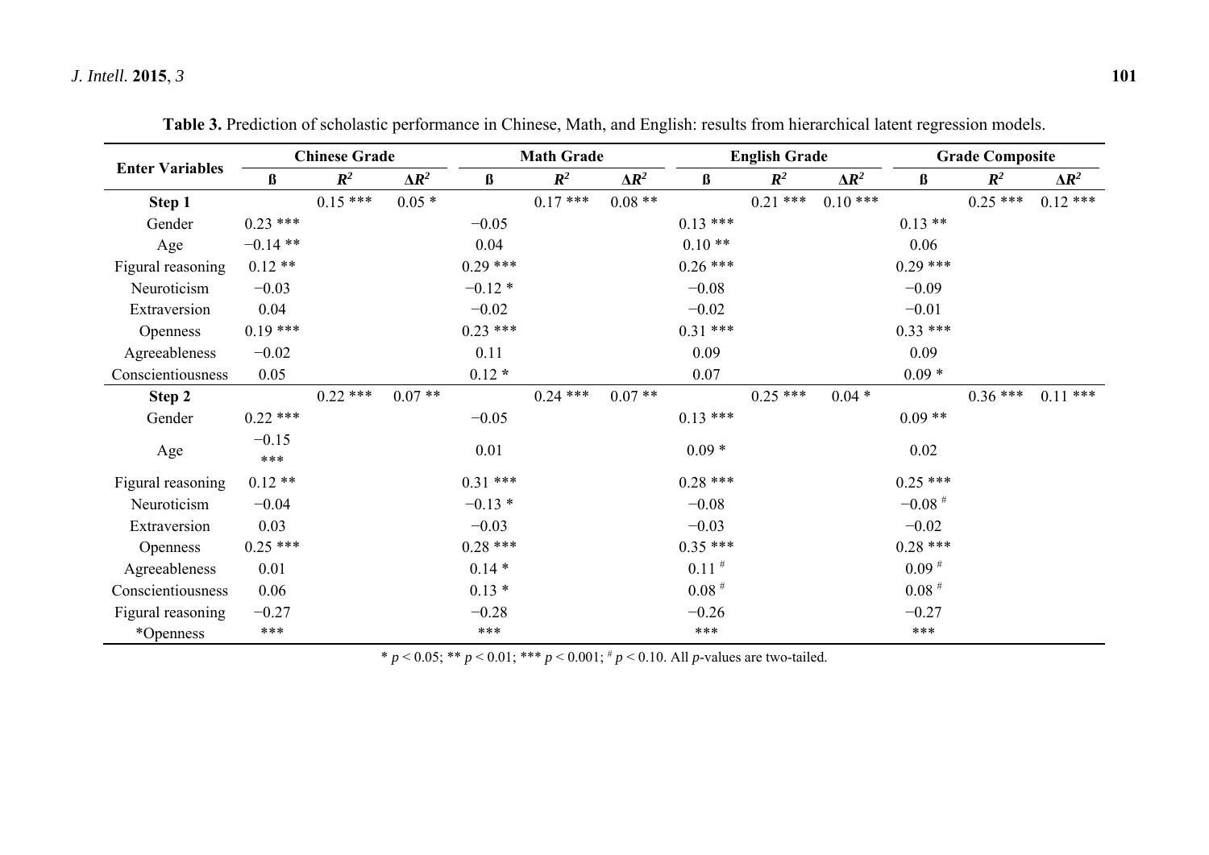**Table 3.** Prediction of scholastic performance in Chinese, Math, and English: results from hierarchical latent regression models.

| Enter Variables | Chinese Grade | | | Math Grade | | | English Grade | | | Grade Composite | | |
|---|---|---|---|---|---|---|---|---|---|---|---|---|
| | ß | $R^2$ | $\Delta R^2$ | ß | $R^2$ | $\Delta R^2$ | ß | $R^2$ | $\Delta R^2$ | ß | $R^2$ | $\Delta R^2$ |
| **Step 1** | | 0.15 *** | 0.05 * | | 0.17 *** | 0.08 ** | | 0.21 *** | 0.10 *** | | 0.25 *** | 0.12 *** |
| Gender | 0.23 *** | | | −0.05 | | | 0.13 *** | | | 0.13 ** | | |
| Age | −0.14 ** | | | 0.04 | | | 0.10 ** | | | 0.06 | | |
| Figural reasoning | 0.12 ** | | | 0.29 *** | | | 0.26 *** | | | 0.29 *** | | |
| Neuroticism | −0.03 | | | −0.12 * | | | −0.08 | | | −0.09 | | |
| Extraversion | 0.04 | | | −0.02 | | | −0.02 | | | −0.01 | | |
| Openness | 0.19 *** | | | 0.23 *** | | | 0.31 *** | | | 0.33 *** | | |
| Agreeableness | −0.02 | | | 0.11 | | | 0.09 | | | 0.09 | | |
| Conscientiousness | 0.05 | | | 0.12 * | | | 0.07 | | | 0.09 * | | |
| **Step 2** | | 0.22 *** | 0.07 ** | | 0.24 *** | 0.07 ** | | 0.25 *** | 0.04 * | | 0.36 *** | 0.11 *** |
| Gender | 0.22 *** | | | −0.05 | | | 0.13 *** | | | 0.09 ** | | |
| Age | −0.15 *** | | | 0.01 | | | 0.09 * | | | 0.02 | | |
| Figural reasoning | 0.12 ** | | | 0.31 *** | | | 0.28 *** | | | 0.25 *** | | |
| Neuroticism | −0.04 | | | −0.13 * | | | −0.08 | | | −0.08 # | | |
| Extraversion | 0.03 | | | −0.03 | | | −0.03 | | | −0.02 | | |
| Openness | 0.25 *** | | | 0.28 *** | | | 0.35 *** | | | 0.28 *** | | |
| Agreeableness | 0.01 | | | 0.14 * | | | 0.11 # | | | 0.09 # | | |
| Conscientiousness | 0.06 | | | 0.13 * | | | 0.08 # | | | 0.08 # | | |
| Figural reasoning *Openness | −0.27 *** | | | −0.28 *** | | | −0.26 *** | | | −0.27 *** | | |

* $p < 0.05$; ** $p < 0.01$; *** $p < 0.001$; # $p < 0.10$. All $p$-values are two-tailed.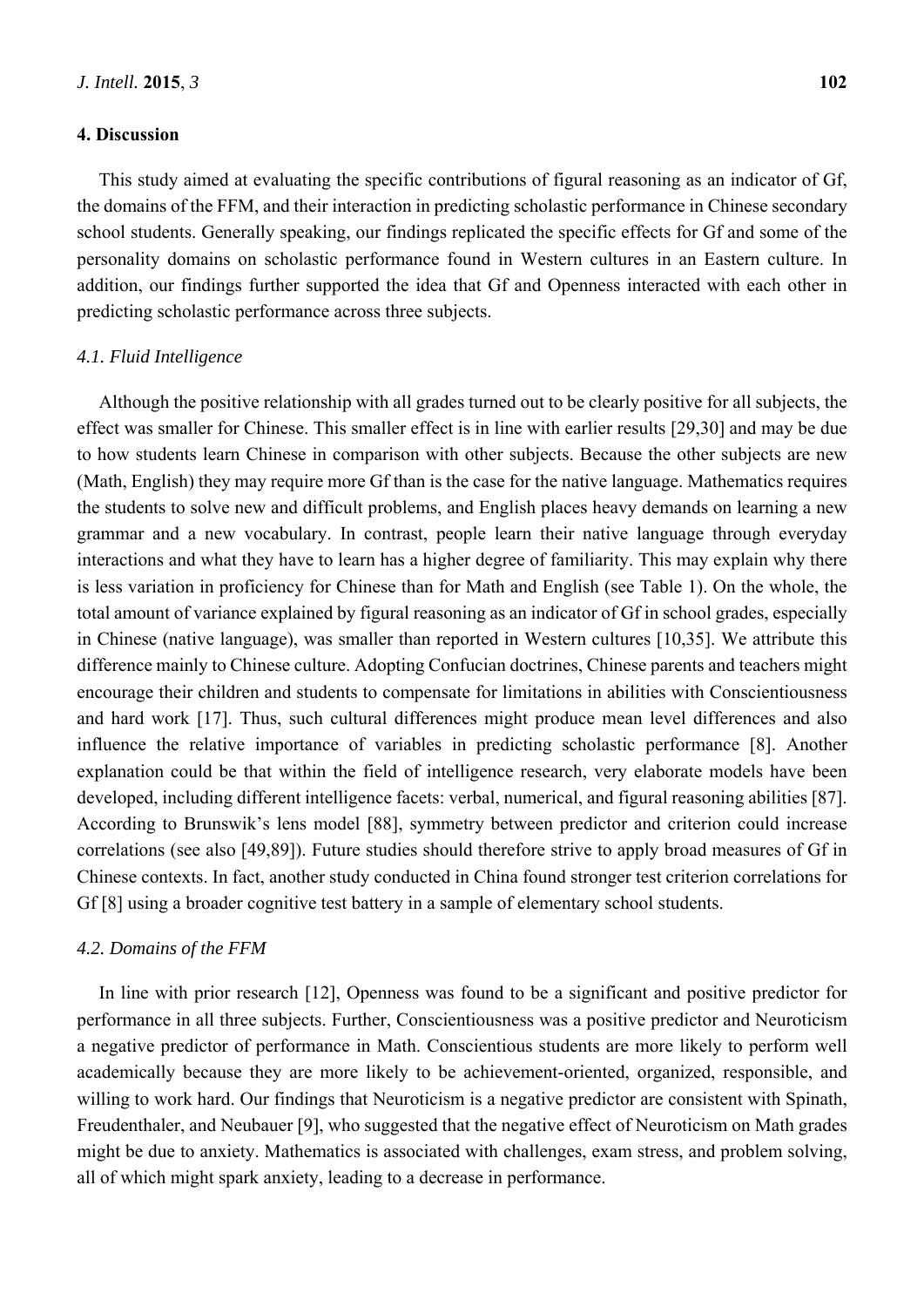## 4. Discussion

This study aimed at evaluating the specific contributions of figural reasoning as an indicator of Gf, the domains of the FFM, and their interaction in predicting scholastic performance in Chinese secondary school students. Generally speaking, our findings replicated the specific effects for Gf and some of the personality domains on scholastic performance found in Western cultures in an Eastern culture. In addition, our findings further supported the idea that Gf and Openness interacted with each other in predicting scholastic performance across three subjects.

### *4.1. Fluid Intelligence*

Although the positive relationship with all grades turned out to be clearly positive for all subjects, the effect was smaller for Chinese. This smaller effect is in line with earlier results [29,30] and may be due to how students learn Chinese in comparison with other subjects. Because the other subjects are new (Math, English) they may require more Gf than is the case for the native language. Mathematics requires the students to solve new and difficult problems, and English places heavy demands on learning a new grammar and a new vocabulary. In contrast, people learn their native language through everyday interactions and what they have to learn has a higher degree of familiarity. This may explain why there is less variation in proficiency for Chinese than for Math and English (see Table 1). On the whole, the total amount of variance explained by figural reasoning as an indicator of Gf in school grades, especially in Chinese (native language), was smaller than reported in Western cultures [10,35]. We attribute this difference mainly to Chinese culture. Adopting Confucian doctrines, Chinese parents and teachers might encourage their children and students to compensate for limitations in abilities with Conscientiousness and hard work [17]. Thus, such cultural differences might produce mean level differences and also influence the relative importance of variables in predicting scholastic performance [8]. Another explanation could be that within the field of intelligence research, very elaborate models have been developed, including different intelligence facets: verbal, numerical, and figural reasoning abilities [87]. According to Brunswik's lens model [88], symmetry between predictor and criterion could increase correlations (see also [49,89]). Future studies should therefore strive to apply broad measures of Gf in Chinese contexts. In fact, another study conducted in China found stronger test criterion correlations for Gf [8] using a broader cognitive test battery in a sample of elementary school students.

### *4.2. Domains of the FFM*

In line with prior research [12], Openness was found to be a significant and positive predictor for performance in all three subjects. Further, Conscientiousness was a positive predictor and Neuroticism a negative predictor of performance in Math. Conscientious students are more likely to perform well academically because they are more likely to be achievement-oriented, organized, responsible, and willing to work hard. Our findings that Neuroticism is a negative predictor are consistent with Spinath, Freudenthaler, and Neubauer [9], who suggested that the negative effect of Neuroticism on Math grades might be due to anxiety. Mathematics is associated with challenges, exam stress, and problem solving, all of which might spark anxiety, leading to a decrease in performance.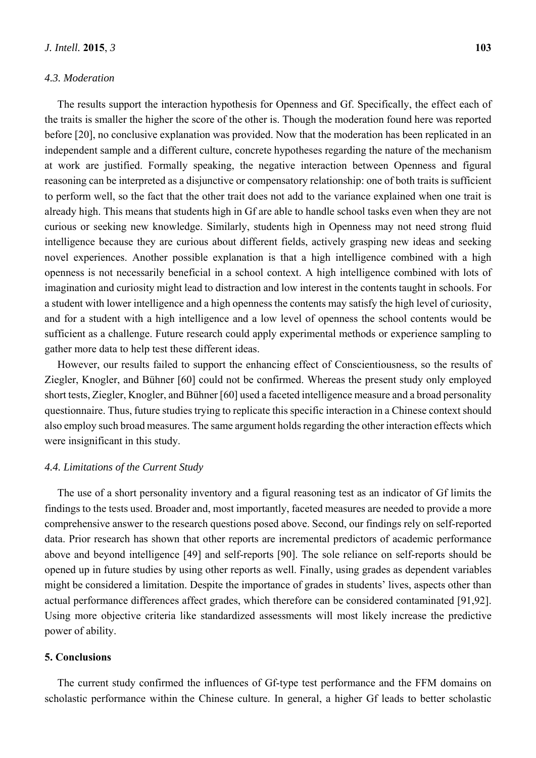### 4.3. Moderation

The results support the interaction hypothesis for Openness and Gf. Specifically, the effect each of the traits is smaller the higher the score of the other is. Though the moderation found here was reported before [20], no conclusive explanation was provided. Now that the moderation has been replicated in an independent sample and a different culture, concrete hypotheses regarding the nature of the mechanism at work are justified. Formally speaking, the negative interaction between Openness and figural reasoning can be interpreted as a disjunctive or compensatory relationship: one of both traits is sufficient to perform well, so the fact that the other trait does not add to the variance explained when one trait is already high. This means that students high in Gf are able to handle school tasks even when they are not curious or seeking new knowledge. Similarly, students high in Openness may not need strong fluid intelligence because they are curious about different fields, actively grasping new ideas and seeking novel experiences. Another possible explanation is that a high intelligence combined with a high openness is not necessarily beneficial in a school context. A high intelligence combined with lots of imagination and curiosity might lead to distraction and low interest in the contents taught in schools. For a student with lower intelligence and a high openness the contents may satisfy the high level of curiosity, and for a student with a high intelligence and a low level of openness the school contents would be sufficient as a challenge. Future research could apply experimental methods or experience sampling to gather more data to help test these different ideas.

However, our results failed to support the enhancing effect of Conscientiousness, so the results of Ziegler, Knogler, and Bühner [60] could not be confirmed. Whereas the present study only employed short tests, Ziegler, Knogler, and Bühner [60] used a faceted intelligence measure and a broad personality questionnaire. Thus, future studies trying to replicate this specific interaction in a Chinese context should also employ such broad measures. The same argument holds regarding the other interaction effects which were insignificant in this study.

### 4.4. Limitations of the Current Study

The use of a short personality inventory and a figural reasoning test as an indicator of Gf limits the findings to the tests used. Broader and, most importantly, faceted measures are needed to provide a more comprehensive answer to the research questions posed above. Second, our findings rely on self-reported data. Prior research has shown that other reports are incremental predictors of academic performance above and beyond intelligence [49] and self-reports [90]. The sole reliance on self-reports should be opened up in future studies by using other reports as well. Finally, using grades as dependent variables might be considered a limitation. Despite the importance of grades in students' lives, aspects other than actual performance differences affect grades, which therefore can be considered contaminated [91,92]. Using more objective criteria like standardized assessments will most likely increase the predictive power of ability.

## 5. Conclusions

The current study confirmed the influences of Gf-type test performance and the FFM domains on scholastic performance within the Chinese culture. In general, a higher Gf leads to better scholastic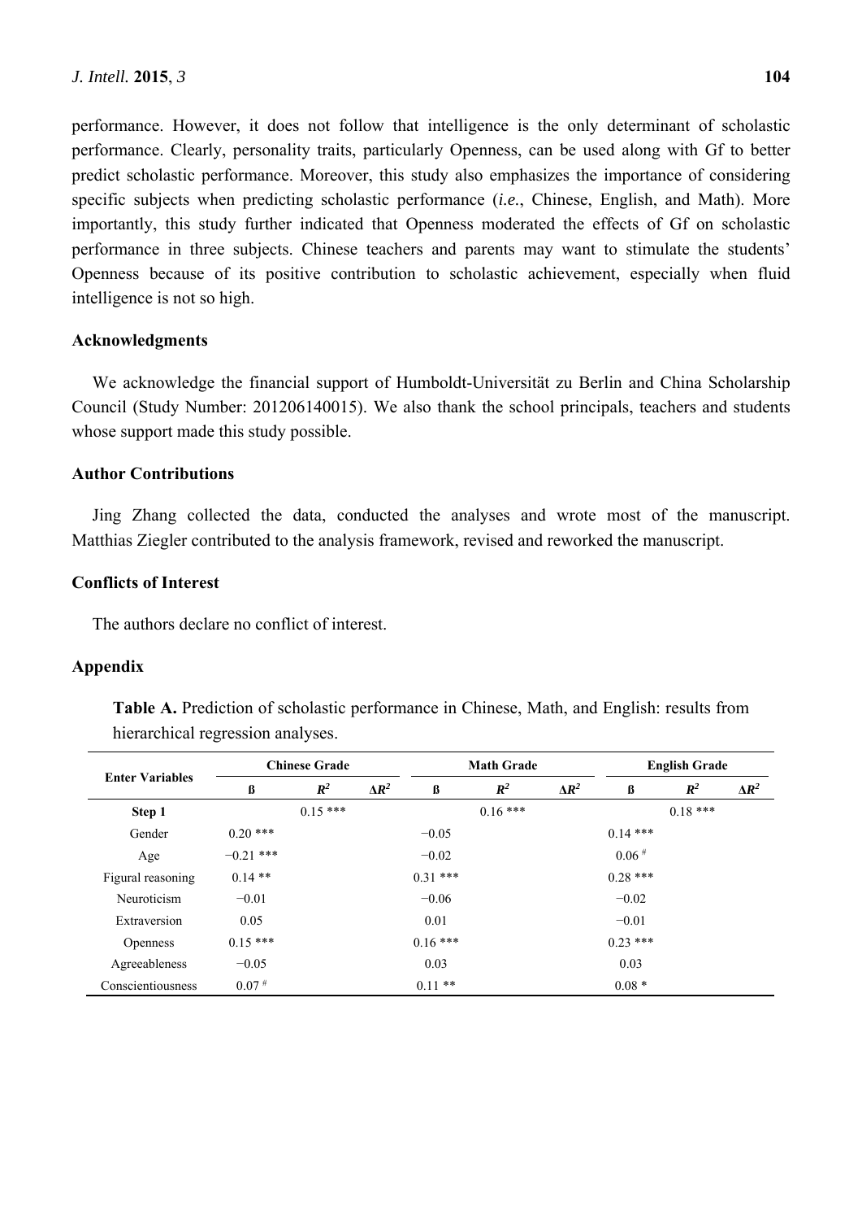performance. However, it does not follow that intelligence is the only determinant of scholastic performance. Clearly, personality traits, particularly Openness, can be used along with Gf to better predict scholastic performance. Moreover, this study also emphasizes the importance of considering specific subjects when predicting scholastic performance (*i.e.*, Chinese, English, and Math). More importantly, this study further indicated that Openness moderated the effects of Gf on scholastic performance in three subjects. Chinese teachers and parents may want to stimulate the students' Openness because of its positive contribution to scholastic achievement, especially when fluid intelligence is not so high.

## Acknowledgments

We acknowledge the financial support of Humboldt-Universität zu Berlin and China Scholarship Council (Study Number: 201206140015). We also thank the school principals, teachers and students whose support made this study possible.

## Author Contributions

Jing Zhang collected the data, conducted the analyses and wrote most of the manuscript. Matthias Ziegler contributed to the analysis framework, revised and reworked the manuscript.

## Conflicts of Interest

The authors declare no conflict of interest.

## Appendix

**Table A.** Prediction of scholastic performance in Chinese, Math, and English: results from hierarchical regression analyses.

| Enter Variables | Chinese Grade | | | Math Grade | | | English Grade | | |
|---|---|---|---|---|---|---|---|---|---|
| | ß | $R^2$ | $\Delta R^2$ | ß | $R^2$ | $\Delta R^2$ | ß | $R^2$ | $\Delta R^2$ |
| **Step 1** | | 0.15 *** | | | 0.16 *** | | | 0.18 *** | |
| Gender | 0.20 *** | | | −0.05 | | | 0.14 *** | | |
| Age | −0.21 *** | | | −0.02 | | | 0.06 # | | |
| Figural reasoning | 0.14 ** | | | 0.31 *** | | | 0.28 *** | | |
| Neuroticism | −0.01 | | | −0.06 | | | −0.02 | | |
| Extraversion | 0.05 | | | 0.01 | | | −0.01 | | |
| Openness | 0.15 *** | | | 0.16 *** | | | 0.23 *** | | |
| Agreeableness | −0.05 | | | 0.03 | | | 0.03 | | |
| Conscientiousness | 0.07 # | | | 0.11 ** | | | 0.08 * | | |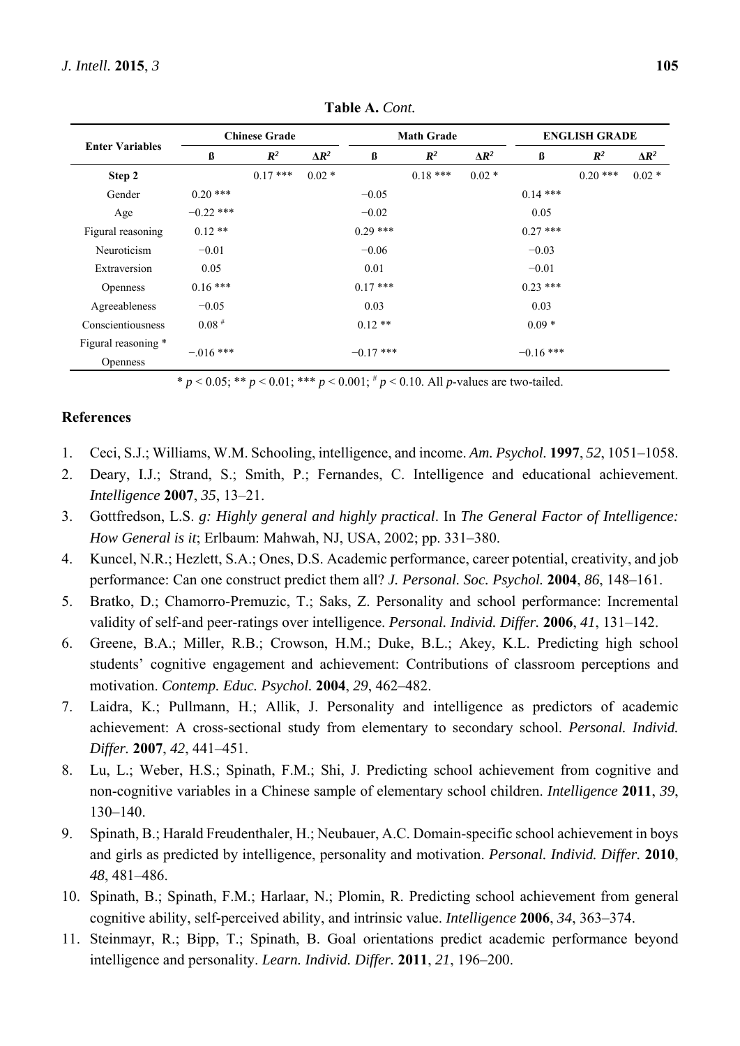**Table A.** *Cont.*

| Enter Variables | Chinese Grade | | | Math Grade | | | ENGLISH GRADE | | |
|---|---|---|---|---|---|---|---|---|---|
| | ß | $R^2$ | $\Delta R^2$ | ß | $R^2$ | $\Delta R^2$ | ß | $R^2$ | $\Delta R^2$ |
| **Step 2** | | 0.17 *** | 0.02 * | | 0.18 *** | 0.02 * | | 0.20 *** | 0.02 * |
| Gender | 0.20 *** | | | −0.05 | | | 0.14 *** | | |
| Age | −0.22 *** | | | −0.02 | | | 0.05 | | |
| Figural reasoning | 0.12 ** | | | 0.29 *** | | | 0.27 *** | | |
| Neuroticism | −0.01 | | | −0.06 | | | −0.03 | | |
| Extraversion | 0.05 | | | 0.01 | | | −0.01 | | |
| Openness | 0.16 *** | | | 0.17 *** | | | 0.23 *** | | |
| Agreeableness | −0.05 | | | 0.03 | | | 0.03 | | |
| Conscientiousness | 0.08 # | | | 0.12 ** | | | 0.09 * | | |
| Figural reasoning * Openness | −.016 *** | | | −0.17 *** | | | −0.16 *** | | |

* $p < 0.05$; ** $p < 0.01$; *** $p < 0.001$; # $p < 0.10$. All *p*-values are two-tailed.

## References

1. Ceci, S.J.; Williams, W.M. Schooling, intelligence, and income. *Am. Psychol.* **1997**, *52*, 1051–1058.
2. Deary, I.J.; Strand, S.; Smith, P.; Fernandes, C. Intelligence and educational achievement. *Intelligence* **2007**, *35*, 13–21.
3. Gottfredson, L.S. *g: Highly general and highly practical*. In *The General Factor of Intelligence: How General is it*; Erlbaum: Mahwah, NJ, USA, 2002; pp. 331–380.
4. Kuncel, N.R.; Hezlett, S.A.; Ones, D.S. Academic performance, career potential, creativity, and job performance: Can one construct predict them all? *J. Personal. Soc. Psychol.* **2004**, *86*, 148–161.
5. Bratko, D.; Chamorro-Premuzic, T.; Saks, Z. Personality and school performance: Incremental validity of self-and peer-ratings over intelligence. *Personal. Individ. Differ.* **2006**, *41*, 131–142.
6. Greene, B.A.; Miller, R.B.; Crowson, H.M.; Duke, B.L.; Akey, K.L. Predicting high school students' cognitive engagement and achievement: Contributions of classroom perceptions and motivation. *Contemp. Educ. Psychol.* **2004**, *29*, 462–482.
7. Laidra, K.; Pullmann, H.; Allik, J. Personality and intelligence as predictors of academic achievement: A cross-sectional study from elementary to secondary school. *Personal. Individ. Differ.* **2007**, *42*, 441–451.
8. Lu, L.; Weber, H.S.; Spinath, F.M.; Shi, J. Predicting school achievement from cognitive and non-cognitive variables in a Chinese sample of elementary school children. *Intelligence* **2011**, *39*, 130–140.
9. Spinath, B.; Harald Freudenthaler, H.; Neubauer, A.C. Domain-specific school achievement in boys and girls as predicted by intelligence, personality and motivation. *Personal. Individ. Differ.* **2010**, *48*, 481–486.
10. Spinath, B.; Spinath, F.M.; Harlaar, N.; Plomin, R. Predicting school achievement from general cognitive ability, self-perceived ability, and intrinsic value. *Intelligence* **2006**, *34*, 363–374.
11. Steinmayr, R.; Bipp, T.; Spinath, B. Goal orientations predict academic performance beyond intelligence and personality. *Learn. Individ. Differ.* **2011**, *21*, 196–200.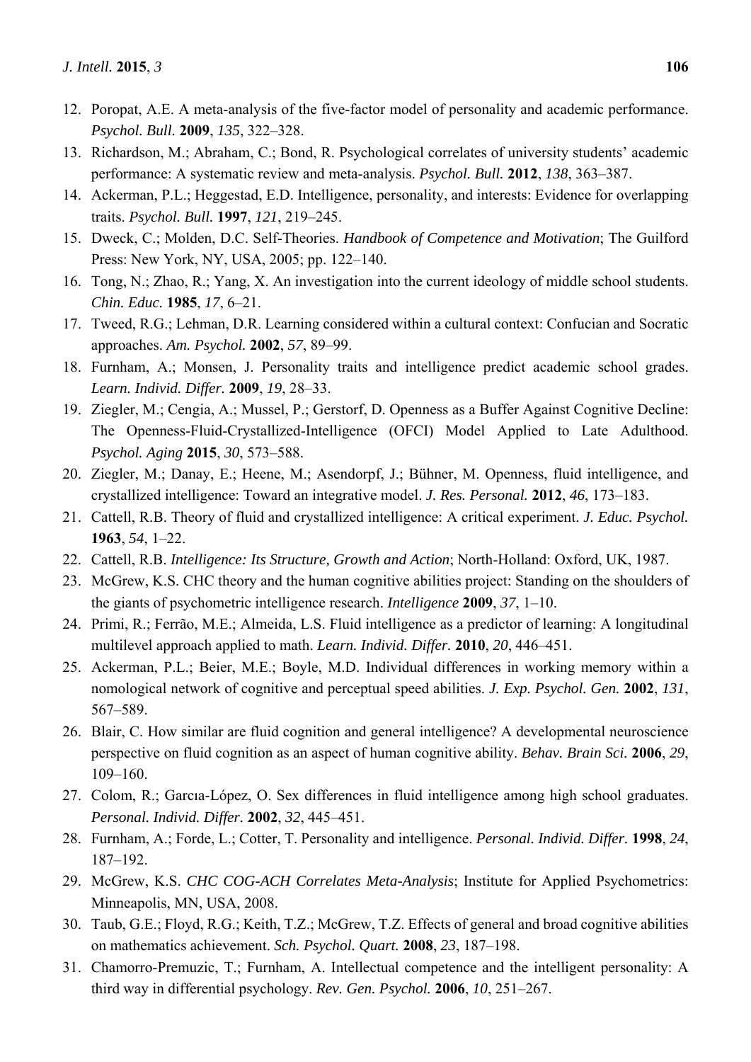12. Poropat, A.E. A meta-analysis of the five-factor model of personality and academic performance. *Psychol. Bull.* **2009**, *135*, 322–328.
13. Richardson, M.; Abraham, C.; Bond, R. Psychological correlates of university students' academic performance: A systematic review and meta-analysis. *Psychol. Bull.* **2012**, *138*, 363–387.
14. Ackerman, P.L.; Heggestad, E.D. Intelligence, personality, and interests: Evidence for overlapping traits. *Psychol. Bull.* **1997**, *121*, 219–245.
15. Dweck, C.; Molden, D.C. Self-Theories. *Handbook of Competence and Motivation*; The Guilford Press: New York, NY, USA, 2005; pp. 122–140.
16. Tong, N.; Zhao, R.; Yang, X. An investigation into the current ideology of middle school students. *Chin. Educ.* **1985**, *17*, 6–21.
17. Tweed, R.G.; Lehman, D.R. Learning considered within a cultural context: Confucian and Socratic approaches. *Am. Psychol.* **2002**, *57*, 89–99.
18. Furnham, A.; Monsen, J. Personality traits and intelligence predict academic school grades. *Learn. Individ. Differ.* **2009**, *19*, 28–33.
19. Ziegler, M.; Cengia, A.; Mussel, P.; Gerstorf, D. Openness as a Buffer Against Cognitive Decline: The Openness-Fluid-Crystallized-Intelligence (OFCI) Model Applied to Late Adulthood. *Psychol. Aging* **2015**, *30*, 573–588.
20. Ziegler, M.; Danay, E.; Heene, M.; Asendorpf, J.; Bühner, M. Openness, fluid intelligence, and crystallized intelligence: Toward an integrative model. *J. Res. Personal.* **2012**, *46*, 173–183.
21. Cattell, R.B. Theory of fluid and crystallized intelligence: A critical experiment. *J. Educ. Psychol.* **1963**, *54*, 1–22.
22. Cattell, R.B. *Intelligence: Its Structure, Growth and Action*; North-Holland: Oxford, UK, 1987.
23. McGrew, K.S. CHC theory and the human cognitive abilities project: Standing on the shoulders of the giants of psychometric intelligence research. *Intelligence* **2009**, *37*, 1–10.
24. Primi, R.; Ferrão, M.E.; Almeida, L.S. Fluid intelligence as a predictor of learning: A longitudinal multilevel approach applied to math. *Learn. Individ. Differ.* **2010**, *20*, 446–451.
25. Ackerman, P.L.; Beier, M.E.; Boyle, M.D. Individual differences in working memory within a nomological network of cognitive and perceptual speed abilities. *J. Exp. Psychol. Gen.* **2002**, *131*, 567–589.
26. Blair, C. How similar are fluid cognition and general intelligence? A developmental neuroscience perspective on fluid cognition as an aspect of human cognitive ability. *Behav. Brain Sci.* **2006**, *29*, 109–160.
27. Colom, R.; Garcıa-López, O. Sex differences in fluid intelligence among high school graduates. *Personal. Individ. Differ.* **2002**, *32*, 445–451.
28. Furnham, A.; Forde, L.; Cotter, T. Personality and intelligence. *Personal. Individ. Differ.* **1998**, *24*, 187–192.
29. McGrew, K.S. *CHC COG-ACH Correlates Meta-Analysis*; Institute for Applied Psychometrics: Minneapolis, MN, USA, 2008.
30. Taub, G.E.; Floyd, R.G.; Keith, T.Z.; McGrew, T.Z. Effects of general and broad cognitive abilities on mathematics achievement. *Sch. Psychol. Quart.* **2008**, *23*, 187–198.
31. Chamorro-Premuzic, T.; Furnham, A. Intellectual competence and the intelligent personality: A third way in differential psychology. *Rev. Gen. Psychol.* **2006**, *10*, 251–267.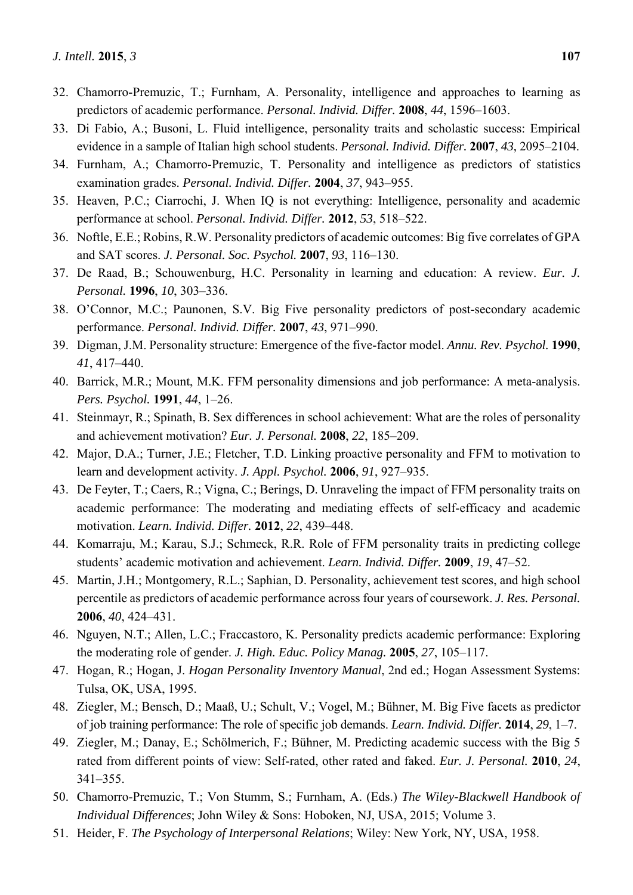32. Chamorro-Premuzic, T.; Furnham, A. Personality, intelligence and approaches to learning as predictors of academic performance. *Personal. Individ. Differ.* **2008**, *44*, 1596–1603.
33. Di Fabio, A.; Busoni, L. Fluid intelligence, personality traits and scholastic success: Empirical evidence in a sample of Italian high school students. *Personal. Individ. Differ.* **2007**, *43*, 2095–2104.
34. Furnham, A.; Chamorro-Premuzic, T. Personality and intelligence as predictors of statistics examination grades. *Personal. Individ. Differ.* **2004**, *37*, 943–955.
35. Heaven, P.C.; Ciarrochi, J. When IQ is not everything: Intelligence, personality and academic performance at school. *Personal. Individ. Differ.* **2012**, *53*, 518–522.
36. Noftle, E.E.; Robins, R.W. Personality predictors of academic outcomes: Big five correlates of GPA and SAT scores. *J. Personal. Soc. Psychol.* **2007**, *93*, 116–130.
37. De Raad, B.; Schouwenburg, H.C. Personality in learning and education: A review. *Eur. J. Personal.* **1996**, *10*, 303–336.
38. O'Connor, M.C.; Paunonen, S.V. Big Five personality predictors of post-secondary academic performance. *Personal. Individ. Differ.* **2007**, *43*, 971–990.
39. Digman, J.M. Personality structure: Emergence of the five-factor model. *Annu. Rev. Psychol.* **1990**, *41*, 417–440.
40. Barrick, M.R.; Mount, M.K. FFM personality dimensions and job performance: A meta-analysis. *Pers. Psychol.* **1991**, *44*, 1–26.
41. Steinmayr, R.; Spinath, B. Sex differences in school achievement: What are the roles of personality and achievement motivation? *Eur. J. Personal.* **2008**, *22*, 185–209.
42. Major, D.A.; Turner, J.E.; Fletcher, T.D. Linking proactive personality and FFM to motivation to learn and development activity. *J. Appl. Psychol.* **2006**, *91*, 927–935.
43. De Feyter, T.; Caers, R.; Vigna, C.; Berings, D. Unraveling the impact of FFM personality traits on academic performance: The moderating and mediating effects of self-efficacy and academic motivation. *Learn. Individ. Differ.* **2012**, *22*, 439–448.
44. Komarraju, M.; Karau, S.J.; Schmeck, R.R. Role of FFM personality traits in predicting college students' academic motivation and achievement. *Learn. Individ. Differ.* **2009**, *19*, 47–52.
45. Martin, J.H.; Montgomery, R.L.; Saphian, D. Personality, achievement test scores, and high school percentile as predictors of academic performance across four years of coursework. *J. Res. Personal.* **2006**, *40*, 424–431.
46. Nguyen, N.T.; Allen, L.C.; Fraccastoro, K. Personality predicts academic performance: Exploring the moderating role of gender. *J. High. Educ. Policy Manag.* **2005**, *27*, 105–117.
47. Hogan, R.; Hogan, J. *Hogan Personality Inventory Manual*, 2nd ed.; Hogan Assessment Systems: Tulsa, OK, USA, 1995.
48. Ziegler, M.; Bensch, D.; Maaß, U.; Schult, V.; Vogel, M.; Bühner, M. Big Five facets as predictor of job training performance: The role of specific job demands. *Learn. Individ. Differ.* **2014**, *29*, 1–7.
49. Ziegler, M.; Danay, E.; Schölmerich, F.; Bühner, M. Predicting academic success with the Big 5 rated from different points of view: Self-rated, other rated and faked. *Eur. J. Personal.* **2010**, *24*, 341–355.
50. Chamorro-Premuzic, T.; Von Stumm, S.; Furnham, A. (Eds.) *The Wiley-Blackwell Handbook of Individual Differences*; John Wiley & Sons: Hoboken, NJ, USA, 2015; Volume 3.
51. Heider, F. *The Psychology of Interpersonal Relations*; Wiley: New York, NY, USA, 1958.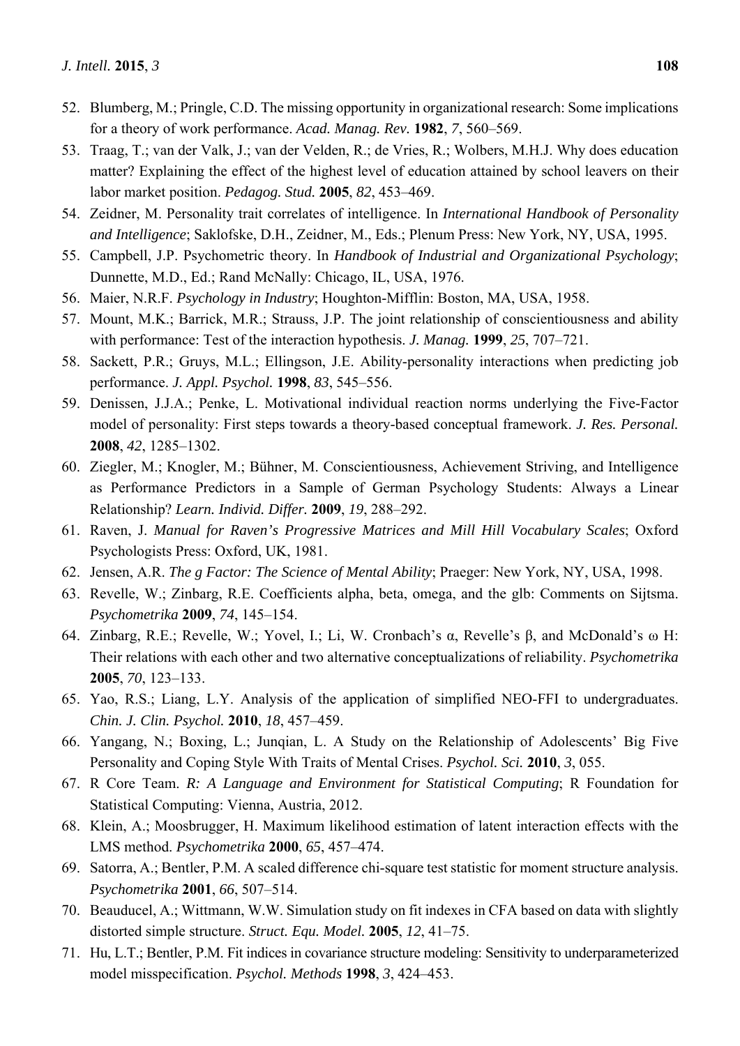52. Blumberg, M.; Pringle, C.D. The missing opportunity in organizational research: Some implications for a theory of work performance. *Acad. Manag. Rev.* **1982**, *7*, 560–569.
53. Traag, T.; van der Valk, J.; van der Velden, R.; de Vries, R.; Wolbers, M.H.J. Why does education matter? Explaining the effect of the highest level of education attained by school leavers on their labor market position. *Pedagog. Stud.* **2005**, *82*, 453–469.
54. Zeidner, M. Personality trait correlates of intelligence. In *International Handbook of Personality and Intelligence*; Saklofske, D.H., Zeidner, M., Eds.; Plenum Press: New York, NY, USA, 1995.
55. Campbell, J.P. Psychometric theory. In *Handbook of Industrial and Organizational Psychology*; Dunnette, M.D., Ed.; Rand McNally: Chicago, IL, USA, 1976.
56. Maier, N.R.F. *Psychology in Industry*; Houghton-Mifflin: Boston, MA, USA, 1958.
57. Mount, M.K.; Barrick, M.R.; Strauss, J.P. The joint relationship of conscientiousness and ability with performance: Test of the interaction hypothesis. *J. Manag.* **1999**, *25*, 707–721.
58. Sackett, P.R.; Gruys, M.L.; Ellingson, J.E. Ability-personality interactions when predicting job performance. *J. Appl. Psychol.* **1998**, *83*, 545–556.
59. Denissen, J.J.A.; Penke, L. Motivational individual reaction norms underlying the Five-Factor model of personality: First steps towards a theory-based conceptual framework. *J. Res. Personal.* **2008**, *42*, 1285–1302.
60. Ziegler, M.; Knogler, M.; Bühner, M. Conscientiousness, Achievement Striving, and Intelligence as Performance Predictors in a Sample of German Psychology Students: Always a Linear Relationship? *Learn. Individ. Differ.* **2009**, *19*, 288–292.
61. Raven, J. *Manual for Raven's Progressive Matrices and Mill Hill Vocabulary Scales*; Oxford Psychologists Press: Oxford, UK, 1981.
62. Jensen, A.R. *The g Factor: The Science of Mental Ability*; Praeger: New York, NY, USA, 1998.
63. Revelle, W.; Zinbarg, R.E. Coefficients alpha, beta, omega, and the glb: Comments on Sijtsma. *Psychometrika* **2009**, *74*, 145–154.
64. Zinbarg, R.E.; Revelle, W.; Yovel, I.; Li, W. Cronbach's α, Revelle's β, and McDonald's ω H: Their relations with each other and two alternative conceptualizations of reliability. *Psychometrika* **2005**, *70*, 123–133.
65. Yao, R.S.; Liang, L.Y. Analysis of the application of simplified NEO-FFI to undergraduates. *Chin. J. Clin. Psychol.* **2010**, *18*, 457–459.
66. Yangang, N.; Boxing, L.; Junqian, L. A Study on the Relationship of Adolescents' Big Five Personality and Coping Style With Traits of Mental Crises. *Psychol. Sci.* **2010**, *3*, 055.
67. R Core Team. *R: A Language and Environment for Statistical Computing*; R Foundation for Statistical Computing: Vienna, Austria, 2012.
68. Klein, A.; Moosbrugger, H. Maximum likelihood estimation of latent interaction effects with the LMS method. *Psychometrika* **2000**, *65*, 457–474.
69. Satorra, A.; Bentler, P.M. A scaled difference chi-square test statistic for moment structure analysis. *Psychometrika* **2001**, *66*, 507–514.
70. Beauducel, A.; Wittmann, W.W. Simulation study on fit indexes in CFA based on data with slightly distorted simple structure. *Struct. Equ. Model.* **2005**, *12*, 41–75.
71. Hu, L.T.; Bentler, P.M. Fit indices in covariance structure modeling: Sensitivity to underparameterized model misspecification. *Psychol. Methods* **1998**, *3*, 424–453.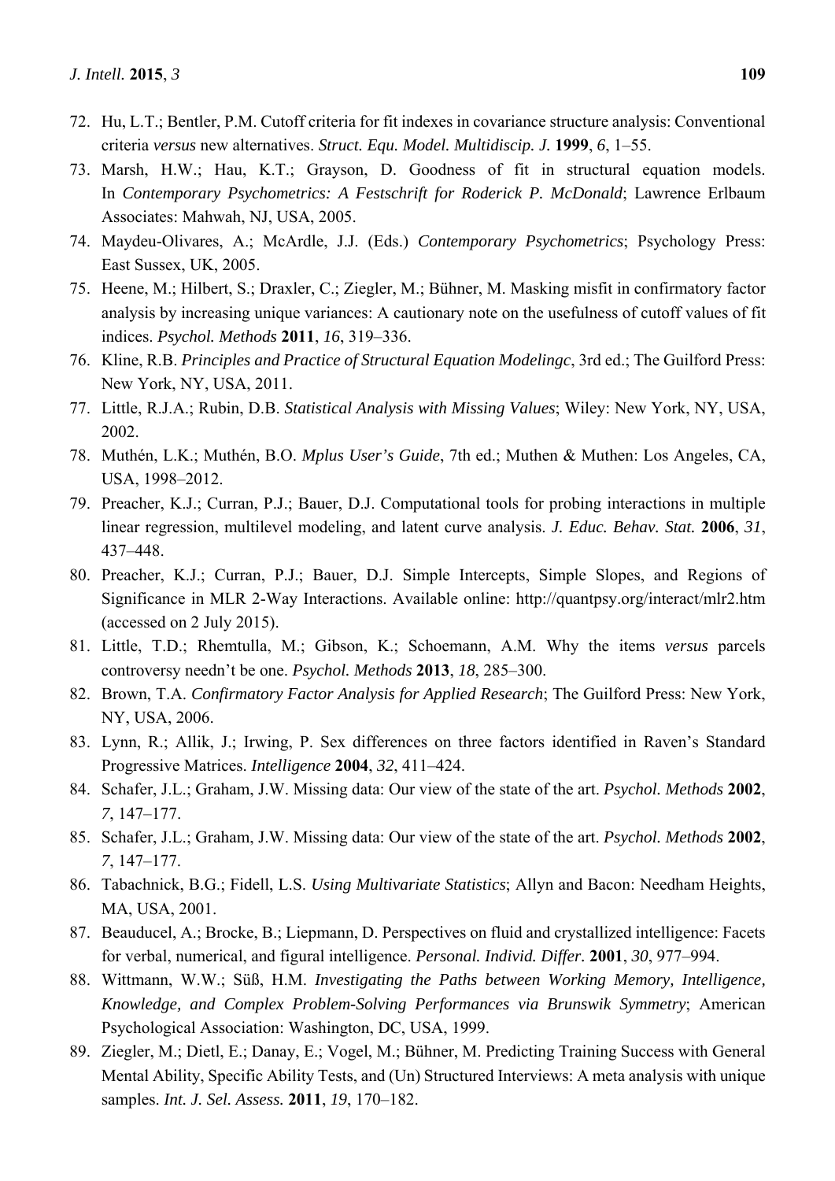72. Hu, L.T.; Bentler, P.M. Cutoff criteria for fit indexes in covariance structure analysis: Conventional criteria *versus* new alternatives. *Struct. Equ. Model. Multidiscip. J.* **1999**, *6*, 1–55.
73. Marsh, H.W.; Hau, K.T.; Grayson, D. Goodness of fit in structural equation models. In *Contemporary Psychometrics: A Festschrift for Roderick P. McDonald*; Lawrence Erlbaum Associates: Mahwah, NJ, USA, 2005.
74. Maydeu-Olivares, A.; McArdle, J.J. (Eds.) *Contemporary Psychometrics*; Psychology Press: East Sussex, UK, 2005.
75. Heene, M.; Hilbert, S.; Draxler, C.; Ziegler, M.; Bühner, M. Masking misfit in confirmatory factor analysis by increasing unique variances: A cautionary note on the usefulness of cutoff values of fit indices. *Psychol. Methods* **2011**, *16*, 319–336.
76. Kline, R.B. *Principles and Practice of Structural Equation Modelingc*, 3rd ed.; The Guilford Press: New York, NY, USA, 2011.
77. Little, R.J.A.; Rubin, D.B. *Statistical Analysis with Missing Values*; Wiley: New York, NY, USA, 2002.
78. Muthén, L.K.; Muthén, B.O. *Mplus User's Guide*, 7th ed.; Muthen & Muthen: Los Angeles, CA, USA, 1998–2012.
79. Preacher, K.J.; Curran, P.J.; Bauer, D.J. Computational tools for probing interactions in multiple linear regression, multilevel modeling, and latent curve analysis. *J. Educ. Behav. Stat.* **2006**, *31*, 437–448.
80. Preacher, K.J.; Curran, P.J.; Bauer, D.J. Simple Intercepts, Simple Slopes, and Regions of Significance in MLR 2-Way Interactions. Available online: http://quantpsy.org/interact/mlr2.htm (accessed on 2 July 2015).
81. Little, T.D.; Rhemtulla, M.; Gibson, K.; Schoemann, A.M. Why the items *versus* parcels controversy needn't be one. *Psychol. Methods* **2013**, *18*, 285–300.
82. Brown, T.A. *Confirmatory Factor Analysis for Applied Research*; The Guilford Press: New York, NY, USA, 2006.
83. Lynn, R.; Allik, J.; Irwing, P. Sex differences on three factors identified in Raven's Standard Progressive Matrices. *Intelligence* **2004**, *32*, 411–424.
84. Schafer, J.L.; Graham, J.W. Missing data: Our view of the state of the art. *Psychol. Methods* **2002**, *7*, 147–177.
85. Schafer, J.L.; Graham, J.W. Missing data: Our view of the state of the art. *Psychol. Methods* **2002**, *7*, 147–177.
86. Tabachnick, B.G.; Fidell, L.S. *Using Multivariate Statistics*; Allyn and Bacon: Needham Heights, MA, USA, 2001.
87. Beauducel, A.; Brocke, B.; Liepmann, D. Perspectives on fluid and crystallized intelligence: Facets for verbal, numerical, and figural intelligence. *Personal. Individ. Differ.* **2001**, *30*, 977–994.
88. Wittmann, W.W.; Süß, H.M. *Investigating the Paths between Working Memory, Intelligence, Knowledge, and Complex Problem-Solving Performances via Brunswik Symmetry*; American Psychological Association: Washington, DC, USA, 1999.
89. Ziegler, M.; Dietl, E.; Danay, E.; Vogel, M.; Bühner, M. Predicting Training Success with General Mental Ability, Specific Ability Tests, and (Un) Structured Interviews: A meta analysis with unique samples. *Int. J. Sel. Assess.* **2011**, *19*, 170–182.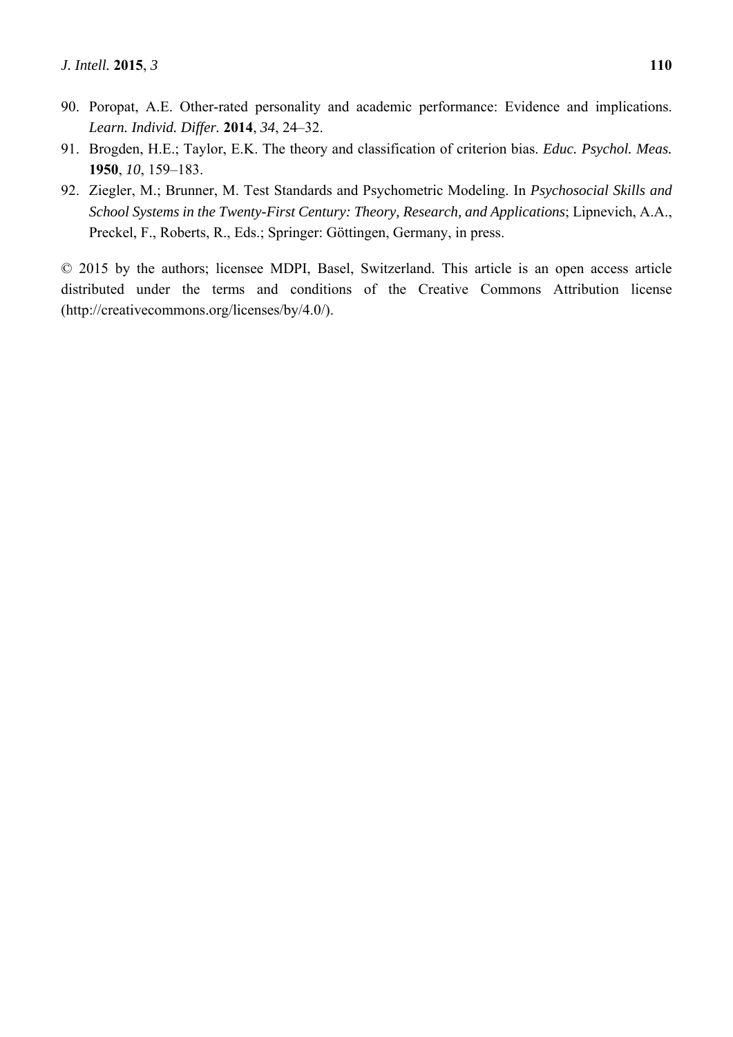90. Poropat, A.E. Other-rated personality and academic performance: Evidence and implications. *Learn. Individ. Differ.* **2014**, *34*, 24–32.
91. Brogden, H.E.; Taylor, E.K. The theory and classification of criterion bias. *Educ. Psychol. Meas.* **1950**, *10*, 159–183.
92. Ziegler, M.; Brunner, M. Test Standards and Psychometric Modeling. In *Psychosocial Skills and School Systems in the Twenty-First Century: Theory, Research, and Applications*; Lipnevich, A.A., Preckel, F., Roberts, R., Eds.; Springer: Göttingen, Germany, in press.

© 2015 by the authors; licensee MDPI, Basel, Switzerland. This article is an open access article distributed under the terms and conditions of the Creative Commons Attribution license (http://creativecommons.org/licenses/by/4.0/).